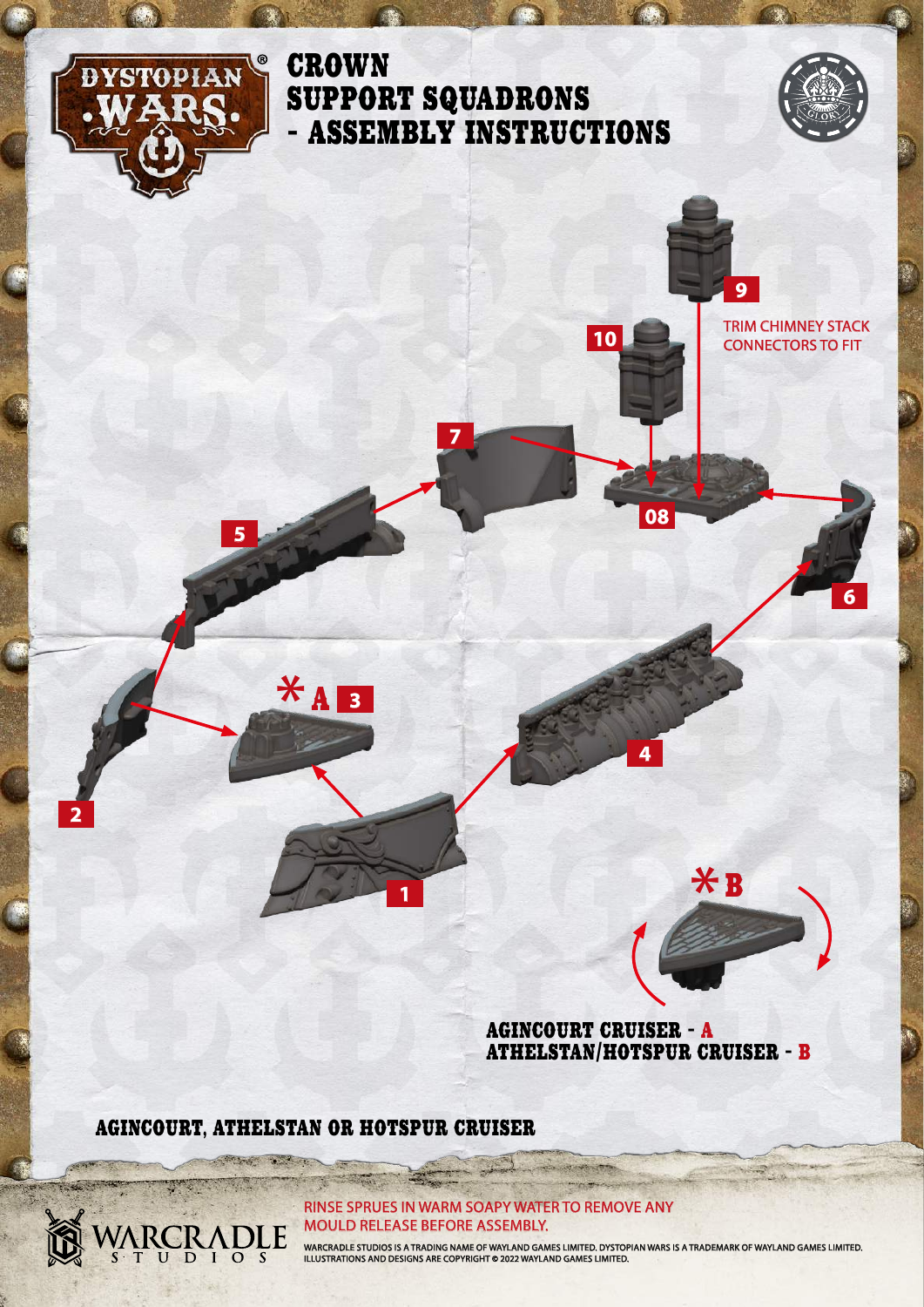# CROWN SUPPORT SQUADRONS - ASSEMBLY INSTRUCTIONS

9

10

TRIM CHIMNEY STACK CONNECTORS TO FIT

7

08

5

6

*A 3

4

2

1

*B

**AGINCOURT CRUISER - A**
**ATHELSTAN/HOTSPUR CRUISER - B**

## AGINCOURT, ATHELSTAN OR HOTSPUR CRUISER

RINSE SPRUES IN WARM SOAPY WATER TO REMOVE ANY MOULD RELEASE BEFORE ASSEMBLY.

WARCRADLE STUDIOS IS A TRADING NAME OF WAYLAND GAMES LIMITED. DYSTOPIAN WARS IS A TRADEMARK OF WAYLAND GAMES LIMITED. ILLUSTRATIONS AND DESIGNS ARE COPYRIGHT © 2022 WAYLAND GAMES LIMITED.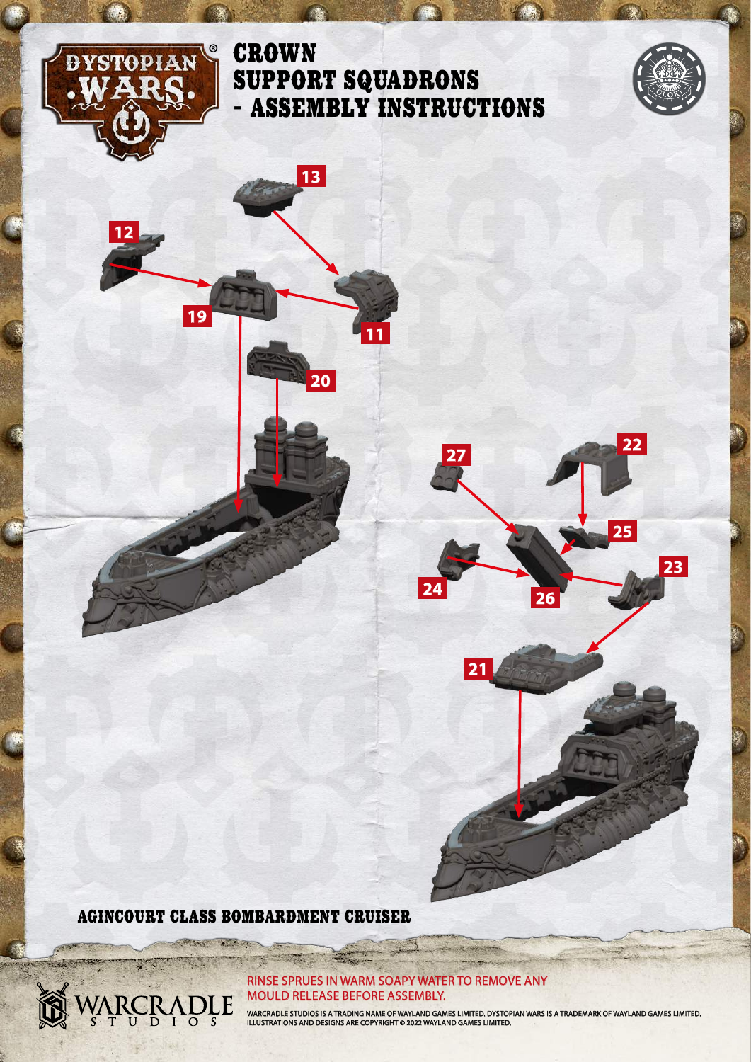# CROWN SUPPORT SQUADRONS - ASSEMBLY INSTRUCTIONS

13

12

19

11

20

27

22

25

23

24

26

21

## AGINCOURT CLASS BOMBARDMENT CRUISER

RINSE SPRUES IN WARM SOAPY WATER TO REMOVE ANY MOULD RELEASE BEFORE ASSEMBLY.

WARCRADLE STUDIOS IS A TRADING NAME OF WAYLAND GAMES LIMITED. DYSTOPIAN WARS IS A TRADEMARK OF WAYLAND GAMES LIMITED. ILLUSTRATIONS AND DESIGNS ARE COPYRIGHT © 2022 WAYLAND GAMES LIMITED.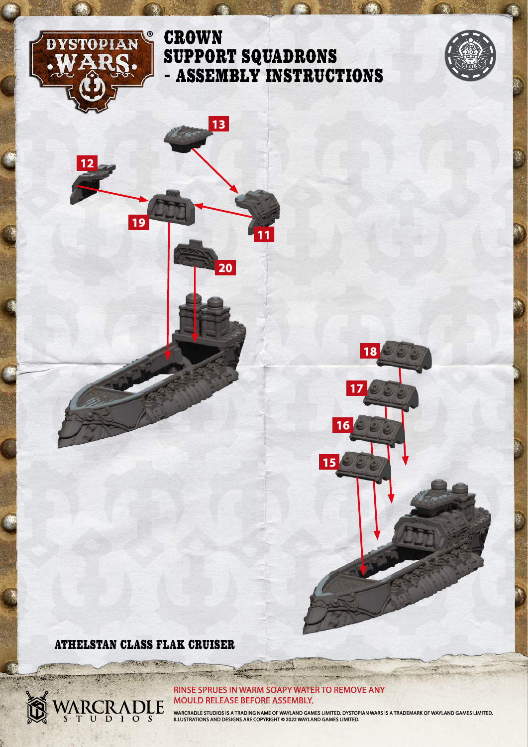# CROWN SUPPORT SQUADRONS - ASSEMBLY INSTRUCTIONS

13

12

19

11

20

18

17

16

15

ATHELSTAN CLASS FLAK CRUISER

RINSE SPRUES IN WARM SOAPY WATER TO REMOVE ANY MOULD RELEASE BEFORE ASSEMBLY.

WARCRADLE STUDIOS IS A TRADING NAME OF WAYLAND GAMES LIMITED. DYSTOPIAN WARS IS A TRADEMARK OF WAYLAND GAMES LIMITED. ILLUSTRATIONS AND DESIGNS ARE COPYRIGHT © 2022 WAYLAND GAMES LIMITED.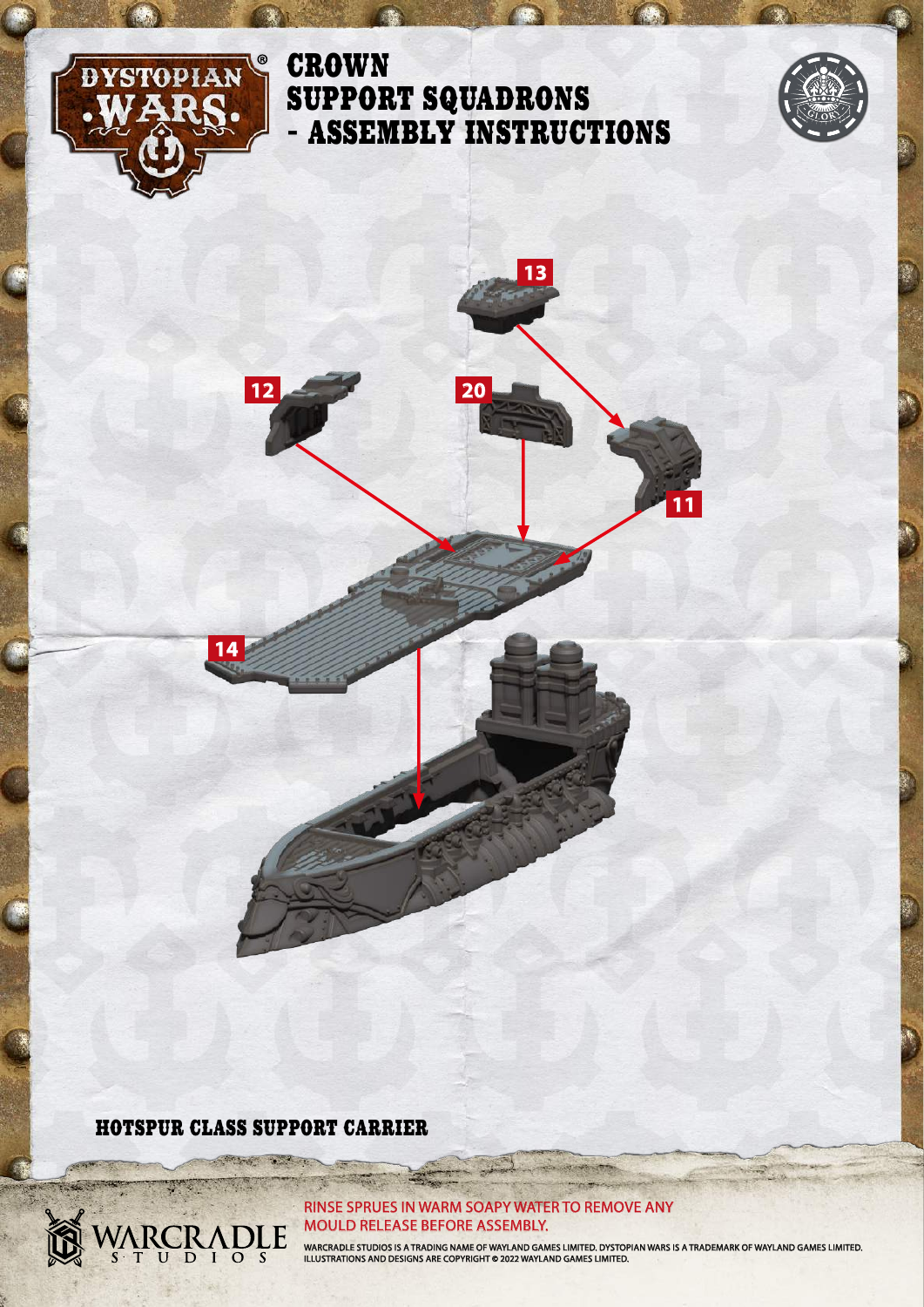# CROWN SUPPORT SQUADRONS - ASSEMBLY INSTRUCTIONS

13

12

20

11

14

## HOTSPUR CLASS SUPPORT CARRIER

RINSE SPRUES IN WARM SOAPY WATER TO REMOVE ANY MOULD RELEASE BEFORE ASSEMBLY.

WARCRADLE STUDIOS IS A TRADING NAME OF WAYLAND GAMES LIMITED. DYSTOPIAN WARS IS A TRADEMARK OF WAYLAND GAMES LIMITED. ILLUSTRATIONS AND DESIGNS ARE COPYRIGHT © 2022 WAYLAND GAMES LIMITED.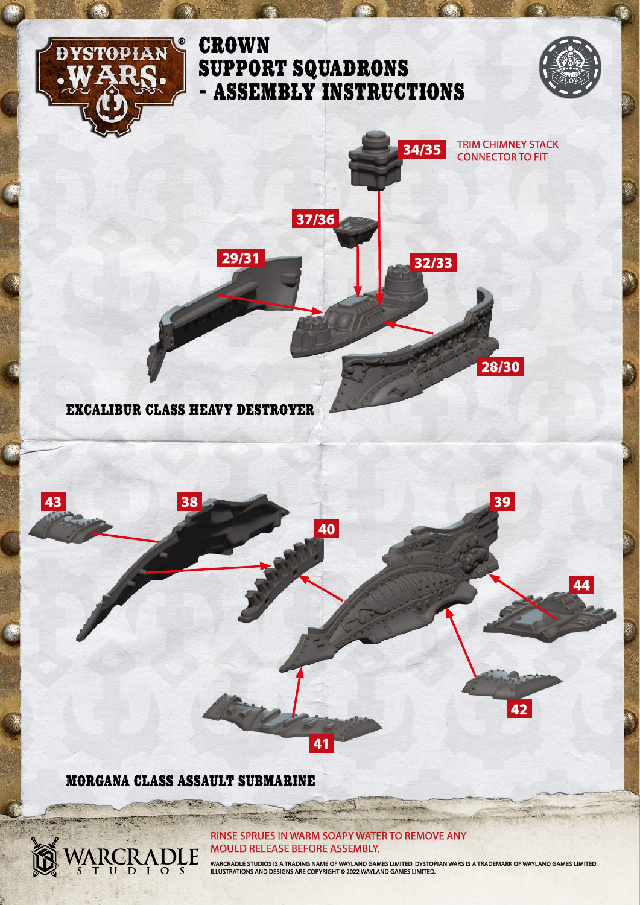# CROWN SUPPORT SQUADRONS - ASSEMBLY INSTRUCTIONS

34/35

TRIM CHIMNEY STACK CONNECTOR TO FIT

37/36

29/31

32/33

28/30

## EXCALIBUR CLASS HEAVY DESTROYER

43

38

40

39

44

42

41

## MORGANA CLASS ASSAULT SUBMARINE

RINSE SPRUES IN WARM SOAPY WATER TO REMOVE ANY MOULD RELEASE BEFORE ASSEMBLY.

WARCRADLE STUDIOS IS A TRADING NAME OF WAYLAND GAMES LIMITED. DYSTOPIAN WARS IS A TRADEMARK OF WAYLAND GAMES LIMITED. ILLUSTRATIONS AND DESIGNS ARE COPYRIGHT © 2022 WAYLAND GAMES LIMITED.